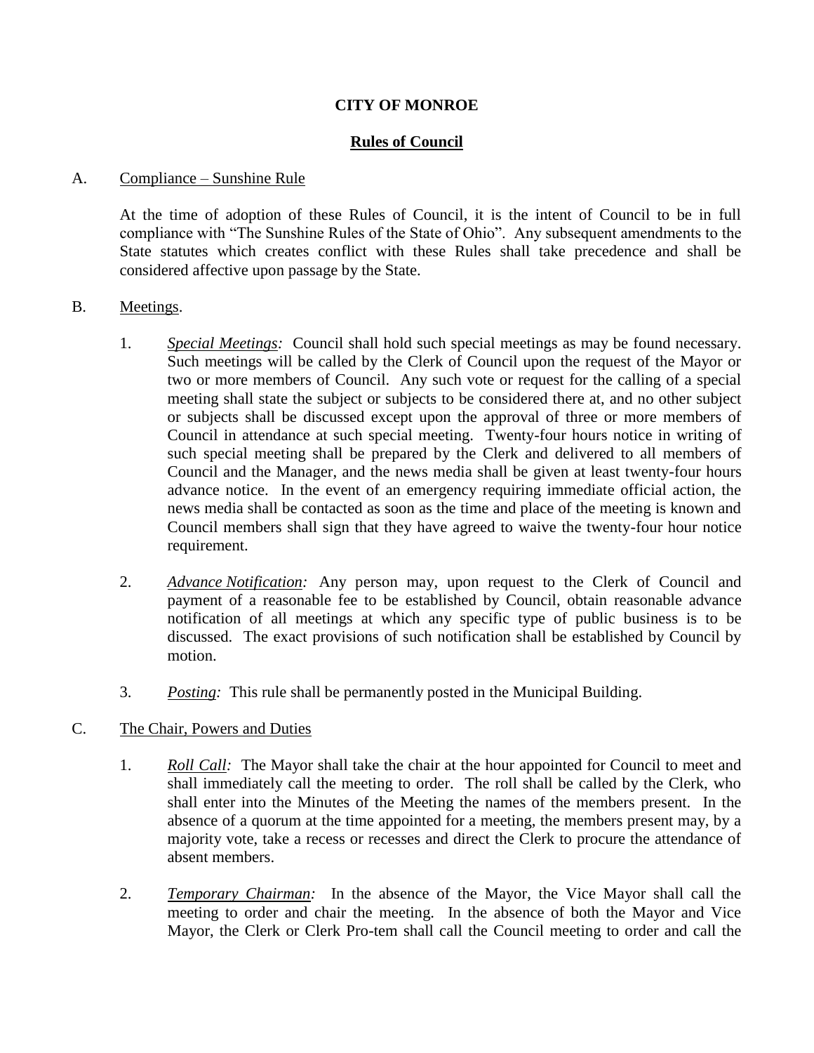**CITY OF MONROE**

**Rules of Council**

A. Compliance – Sunshine Rule

At the time of adoption of these Rules of Council, it is the intent of Council to be in full compliance with "The Sunshine Rules of the State of Ohio". Any subsequent amendments to the State statutes which creates conflict with these Rules shall take precedence and shall be considered affective upon passage by the State.

B. Meetings.

1. *Special Meetings:* Council shall hold such special meetings as may be found necessary. Such meetings will be called by the Clerk of Council upon the request of the Mayor or two or more members of Council. Any such vote or request for the calling of a special meeting shall state the subject or subjects to be considered there at, and no other subject or subjects shall be discussed except upon the approval of three or more members of Council in attendance at such special meeting. Twenty-four hours notice in writing of such special meeting shall be prepared by the Clerk and delivered to all members of Council and the Manager, and the news media shall be given at least twenty-four hours advance notice. In the event of an emergency requiring immediate official action, the news media shall be contacted as soon as the time and place of the meeting is known and Council members shall sign that they have agreed to waive the twenty-four hour notice requirement.

2. *Advance Notification:* Any person may, upon request to the Clerk of Council and payment of a reasonable fee to be established by Council, obtain reasonable advance notification of all meetings at which any specific type of public business is to be discussed. The exact provisions of such notification shall be established by Council by motion.

3. *Posting:* This rule shall be permanently posted in the Municipal Building.

C. The Chair, Powers and Duties

1. *Roll Call:* The Mayor shall take the chair at the hour appointed for Council to meet and shall immediately call the meeting to order. The roll shall be called by the Clerk, who shall enter into the Minutes of the Meeting the names of the members present. In the absence of a quorum at the time appointed for a meeting, the members present may, by a majority vote, take a recess or recesses and direct the Clerk to procure the attendance of absent members.

2. *Temporary Chairman:* In the absence of the Mayor, the Vice Mayor shall call the meeting to order and chair the meeting. In the absence of both the Mayor and Vice Mayor, the Clerk or Clerk Pro-tem shall call the Council meeting to order and call the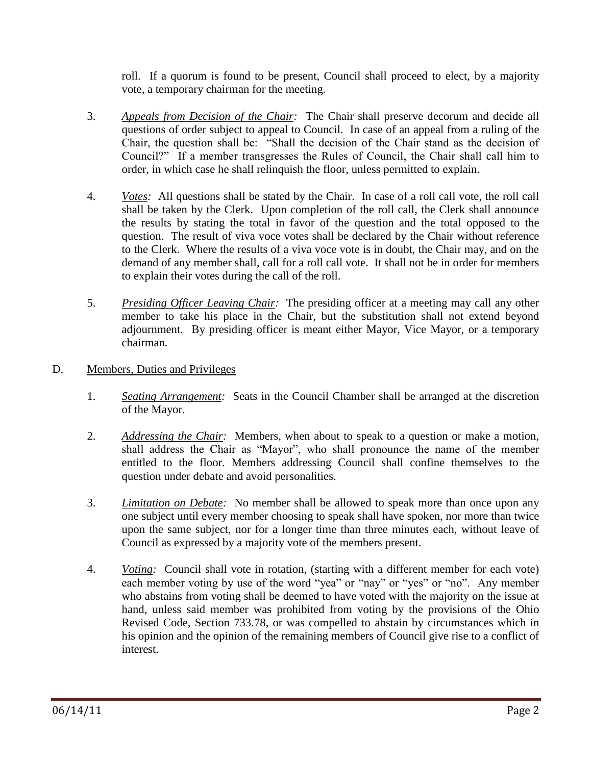roll. If a quorum is found to be present, Council shall proceed to elect, by a majority vote, a temporary chairman for the meeting.

3. *Appeals from Decision of the Chair:* The Chair shall preserve decorum and decide all questions of order subject to appeal to Council. In case of an appeal from a ruling of the Chair, the question shall be: "Shall the decision of the Chair stand as the decision of Council?" If a member transgresses the Rules of Council, the Chair shall call him to order, in which case he shall relinquish the floor, unless permitted to explain.

4. *Votes:* All questions shall be stated by the Chair. In case of a roll call vote, the roll call shall be taken by the Clerk. Upon completion of the roll call, the Clerk shall announce the results by stating the total in favor of the question and the total opposed to the question. The result of viva voce votes shall be declared by the Chair without reference to the Clerk. Where the results of a viva voce vote is in doubt, the Chair may, and on the demand of any member shall, call for a roll call vote. It shall not be in order for members to explain their votes during the call of the roll.

5. *Presiding Officer Leaving Chair:* The presiding officer at a meeting may call any other member to take his place in the Chair, but the substitution shall not extend beyond adjournment. By presiding officer is meant either Mayor, Vice Mayor, or a temporary chairman.

D. Members, Duties and Privileges

1. *Seating Arrangement:* Seats in the Council Chamber shall be arranged at the discretion of the Mayor.

2. *Addressing the Chair:* Members, when about to speak to a question or make a motion, shall address the Chair as "Mayor", who shall pronounce the name of the member entitled to the floor. Members addressing Council shall confine themselves to the question under debate and avoid personalities.

3. *Limitation on Debate:* No member shall be allowed to speak more than once upon any one subject until every member choosing to speak shall have spoken, nor more than twice upon the same subject, nor for a longer time than three minutes each, without leave of Council as expressed by a majority vote of the members present.

4. *Voting:* Council shall vote in rotation, (starting with a different member for each vote) each member voting by use of the word "yea" or "nay" or "yes" or "no". Any member who abstains from voting shall be deemed to have voted with the majority on the issue at hand, unless said member was prohibited from voting by the provisions of the Ohio Revised Code, Section 733.78, or was compelled to abstain by circumstances which in his opinion and the opinion of the remaining members of Council give rise to a conflict of interest.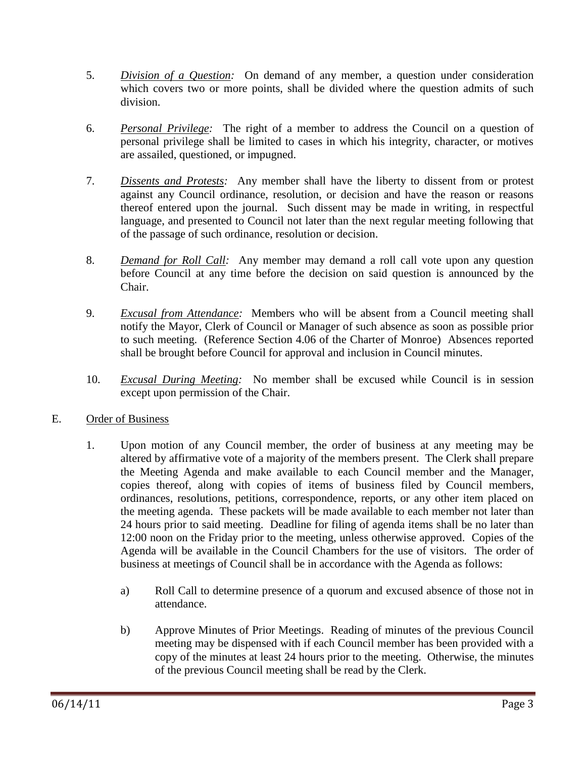5. *Division of a Question:* On demand of any member, a question under consideration which covers two or more points, shall be divided where the question admits of such division.

6. *Personal Privilege:* The right of a member to address the Council on a question of personal privilege shall be limited to cases in which his integrity, character, or motives are assailed, questioned, or impugned.

7. *Dissents and Protests:* Any member shall have the liberty to dissent from or protest against any Council ordinance, resolution, or decision and have the reason or reasons thereof entered upon the journal. Such dissent may be made in writing, in respectful language, and presented to Council not later than the next regular meeting following that of the passage of such ordinance, resolution or decision.

8. *Demand for Roll Call:* Any member may demand a roll call vote upon any question before Council at any time before the decision on said question is announced by the Chair.

9. *Excusal from Attendance:* Members who will be absent from a Council meeting shall notify the Mayor, Clerk of Council or Manager of such absence as soon as possible prior to such meeting. (Reference Section 4.06 of the Charter of Monroe) Absences reported shall be brought before Council for approval and inclusion in Council minutes.

10. *Excusal During Meeting:* No member shall be excused while Council is in session except upon permission of the Chair.

E. Order of Business

1. Upon motion of any Council member, the order of business at any meeting may be altered by affirmative vote of a majority of the members present. The Clerk shall prepare the Meeting Agenda and make available to each Council member and the Manager, copies thereof, along with copies of items of business filed by Council members, ordinances, resolutions, petitions, correspondence, reports, or any other item placed on the meeting agenda. These packets will be made available to each member not later than 24 hours prior to said meeting. Deadline for filing of agenda items shall be no later than 12:00 noon on the Friday prior to the meeting, unless otherwise approved. Copies of the Agenda will be available in the Council Chambers for the use of visitors. The order of business at meetings of Council shall be in accordance with the Agenda as follows:

    a) Roll Call to determine presence of a quorum and excused absence of those not in attendance.

    b) Approve Minutes of Prior Meetings. Reading of minutes of the previous Council meeting may be dispensed with if each Council member has been provided with a copy of the minutes at least 24 hours prior to the meeting. Otherwise, the minutes of the previous Council meeting shall be read by the Clerk.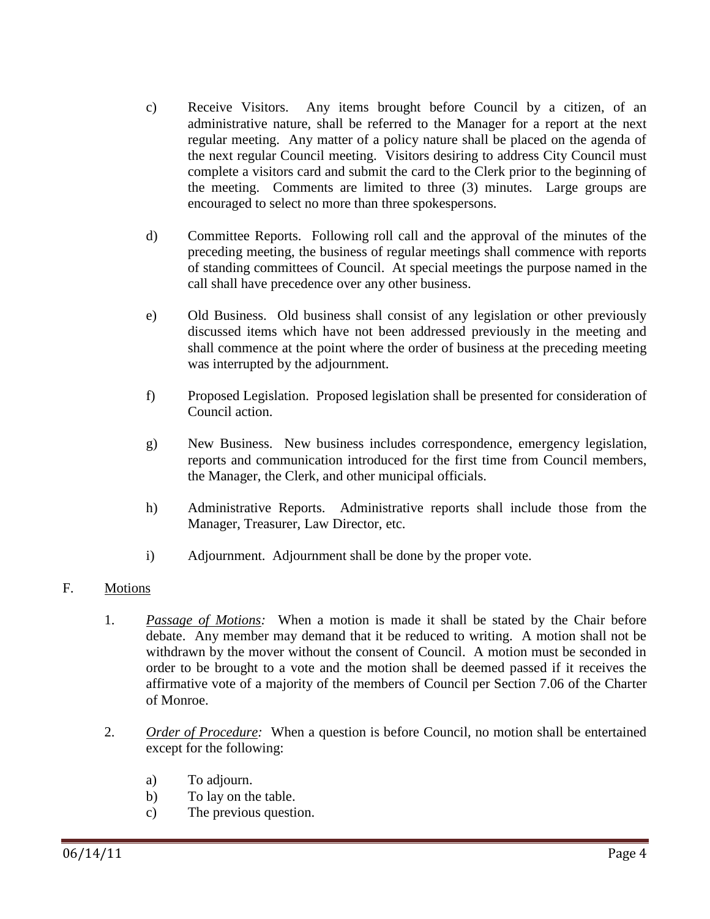c) Receive Visitors. Any items brought before Council by a citizen, of an administrative nature, shall be referred to the Manager for a report at the next regular meeting. Any matter of a policy nature shall be placed on the agenda of the next regular Council meeting. Visitors desiring to address City Council must complete a visitors card and submit the card to the Clerk prior to the beginning of the meeting. Comments are limited to three (3) minutes. Large groups are encouraged to select no more than three spokespersons.

d) Committee Reports. Following roll call and the approval of the minutes of the preceding meeting, the business of regular meetings shall commence with reports of standing committees of Council. At special meetings the purpose named in the call shall have precedence over any other business.

e) Old Business. Old business shall consist of any legislation or other previously discussed items which have not been addressed previously in the meeting and shall commence at the point where the order of business at the preceding meeting was interrupted by the adjournment.

f) Proposed Legislation. Proposed legislation shall be presented for consideration of Council action.

g) New Business. New business includes correspondence, emergency legislation, reports and communication introduced for the first time from Council members, the Manager, the Clerk, and other municipal officials.

h) Administrative Reports. Administrative reports shall include those from the Manager, Treasurer, Law Director, etc.

i) Adjournment. Adjournment shall be done by the proper vote.

F. Motions

1. *Passage of Motions:* When a motion is made it shall be stated by the Chair before debate. Any member may demand that it be reduced to writing. A motion shall not be withdrawn by the mover without the consent of Council. A motion must be seconded in order to be brought to a vote and the motion shall be deemed passed if it receives the affirmative vote of a majority of the members of Council per Section 7.06 of the Charter of Monroe.

2. *Order of Procedure:* When a question is before Council, no motion shall be entertained except for the following:

   a) To adjourn.
   b) To lay on the table.
   c) The previous question.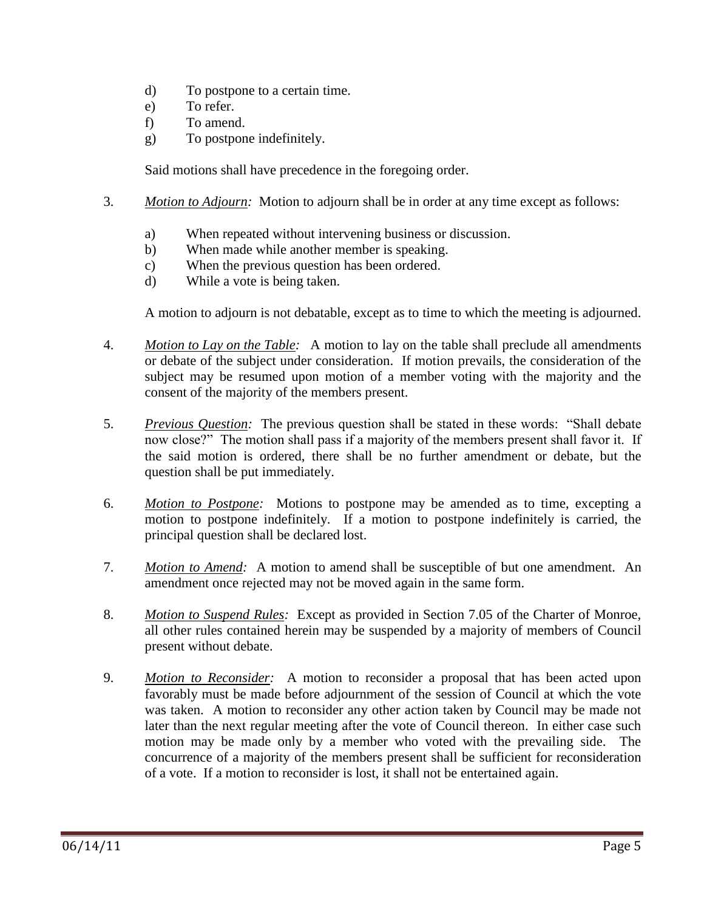d) To postpone to a certain time.
e) To refer.
f) To amend.
g) To postpone indefinitely.

Said motions shall have precedence in the foregoing order.

3. *Motion to Adjourn:* Motion to adjourn shall be in order at any time except as follows:

   a) When repeated without intervening business or discussion.
   b) When made while another member is speaking.
   c) When the previous question has been ordered.
   d) While a vote is being taken.

   A motion to adjourn is not debatable, except as to time to which the meeting is adjourned.

4. *Motion to Lay on the Table:* A motion to lay on the table shall preclude all amendments or debate of the subject under consideration. If motion prevails, the consideration of the subject may be resumed upon motion of a member voting with the majority and the consent of the majority of the members present.

5. *Previous Question:* The previous question shall be stated in these words: "Shall debate now close?" The motion shall pass if a majority of the members present shall favor it. If the said motion is ordered, there shall be no further amendment or debate, but the question shall be put immediately.

6. *Motion to Postpone:* Motions to postpone may be amended as to time, excepting a motion to postpone indefinitely. If a motion to postpone indefinitely is carried, the principal question shall be declared lost.

7. *Motion to Amend:* A motion to amend shall be susceptible of but one amendment. An amendment once rejected may not be moved again in the same form.

8. *Motion to Suspend Rules:* Except as provided in Section 7.05 of the Charter of Monroe, all other rules contained herein may be suspended by a majority of members of Council present without debate.

9. *Motion to Reconsider:* A motion to reconsider a proposal that has been acted upon favorably must be made before adjournment of the session of Council at which the vote was taken. A motion to reconsider any other action taken by Council may be made not later than the next regular meeting after the vote of Council thereon. In either case such motion may be made only by a member who voted with the prevailing side. The concurrence of a majority of the members present shall be sufficient for reconsideration of a vote. If a motion to reconsider is lost, it shall not be entertained again.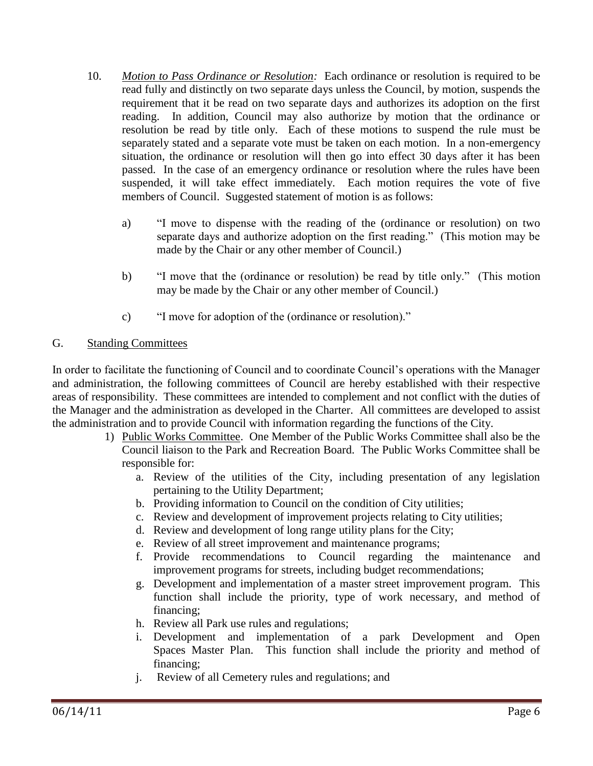10. *Motion to Pass Ordinance or Resolution:* Each ordinance or resolution is required to be read fully and distinctly on two separate days unless the Council, by motion, suspends the requirement that it be read on two separate days and authorizes its adoption on the first reading. In addition, Council may also authorize by motion that the ordinance or resolution be read by title only. Each of these motions to suspend the rule must be separately stated and a separate vote must be taken on each motion. In a non-emergency situation, the ordinance or resolution will then go into effect 30 days after it has been passed. In the case of an emergency ordinance or resolution where the rules have been suspended, it will take effect immediately. Each motion requires the vote of five members of Council. Suggested statement of motion is as follows:

    a) "I move to dispense with the reading of the (ordinance or resolution) on two separate days and authorize adoption on the first reading." (This motion may be made by the Chair or any other member of Council.)

    b) "I move that the (ordinance or resolution) be read by title only." (This motion may be made by the Chair or any other member of Council.)

    c) "I move for adoption of the (ordinance or resolution)."

## G. Standing Committees

In order to facilitate the functioning of Council and to coordinate Council's operations with the Manager and administration, the following committees of Council are hereby established with their respective areas of responsibility. These committees are intended to complement and not conflict with the duties of the Manager and the administration as developed in the Charter. All committees are developed to assist the administration and to provide Council with information regarding the functions of the City.

1) Public Works Committee. One Member of the Public Works Committee shall also be the Council liaison to the Park and Recreation Board. The Public Works Committee shall be responsible for:
    a. Review of the utilities of the City, including presentation of any legislation pertaining to the Utility Department;
    b. Providing information to Council on the condition of City utilities;
    c. Review and development of improvement projects relating to City utilities;
    d. Review and development of long range utility plans for the City;
    e. Review of all street improvement and maintenance programs;
    f. Provide recommendations to Council regarding the maintenance and improvement programs for streets, including budget recommendations;
    g. Development and implementation of a master street improvement program. This function shall include the priority, type of work necessary, and method of financing;
    h. Review all Park use rules and regulations;
    i. Development and implementation of a park Development and Open Spaces Master Plan. This function shall include the priority and method of financing;
    j. Review of all Cemetery rules and regulations; and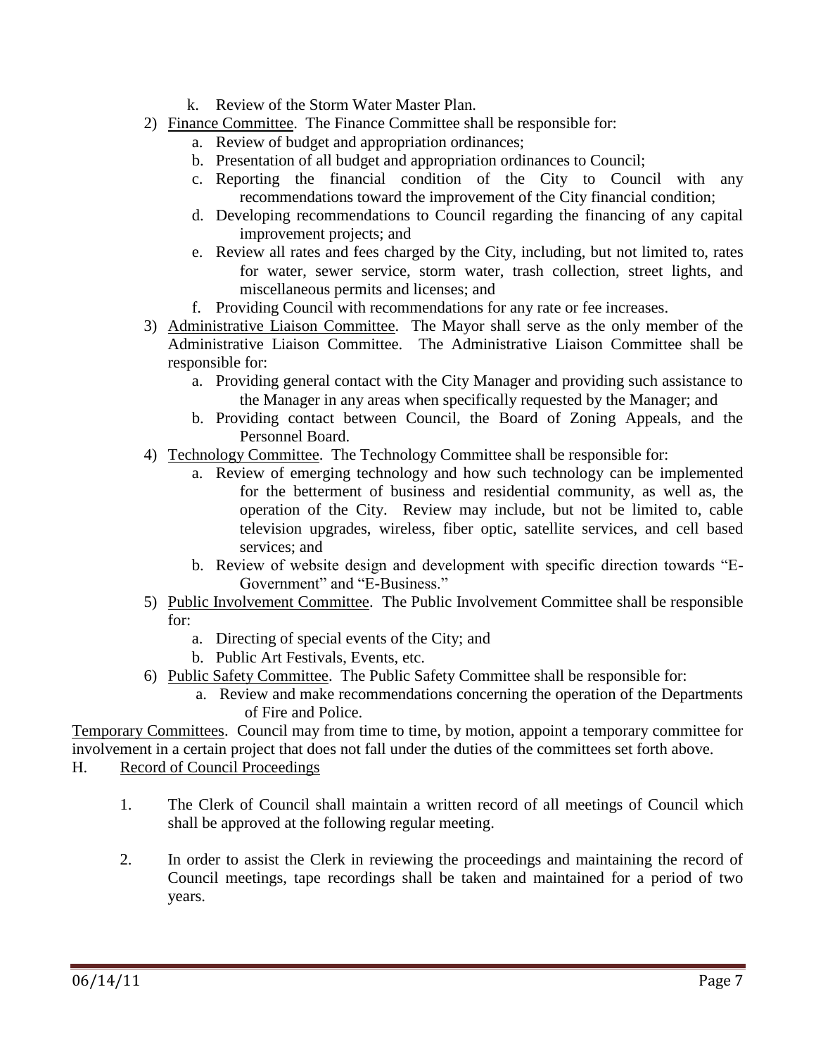k. Review of the Storm Water Master Plan.

2) Finance Committee. The Finance Committee shall be responsible for:
   a. Review of budget and appropriation ordinances;
   b. Presentation of all budget and appropriation ordinances to Council;
   c. Reporting the financial condition of the City to Council with any recommendations toward the improvement of the City financial condition;
   d. Developing recommendations to Council regarding the financing of any capital improvement projects; and
   e. Review all rates and fees charged by the City, including, but not limited to, rates for water, sewer service, storm water, trash collection, street lights, and miscellaneous permits and licenses; and
   f. Providing Council with recommendations for any rate or fee increases.

3) Administrative Liaison Committee. The Mayor shall serve as the only member of the Administrative Liaison Committee. The Administrative Liaison Committee shall be responsible for:
   a. Providing general contact with the City Manager and providing such assistance to the Manager in any areas when specifically requested by the Manager; and
   b. Providing contact between Council, the Board of Zoning Appeals, and the Personnel Board.

4) Technology Committee. The Technology Committee shall be responsible for:
   a. Review of emerging technology and how such technology can be implemented for the betterment of business and residential community, as well as, the operation of the City. Review may include, but not be limited to, cable television upgrades, wireless, fiber optic, satellite services, and cell based services; and
   b. Review of website design and development with specific direction towards "E-Government" and "E-Business."

5) Public Involvement Committee. The Public Involvement Committee shall be responsible for:
   a. Directing of special events of the City; and
   b. Public Art Festivals, Events, etc.

6) Public Safety Committee. The Public Safety Committee shall be responsible for:
   a. Review and make recommendations concerning the operation of the Departments of Fire and Police.

Temporary Committees. Council may from time to time, by motion, appoint a temporary committee for involvement in a certain project that does not fall under the duties of the committees set forth above.

H. Record of Council Proceedings

1. The Clerk of Council shall maintain a written record of all meetings of Council which shall be approved at the following regular meeting.

2. In order to assist the Clerk in reviewing the proceedings and maintaining the record of Council meetings, tape recordings shall be taken and maintained for a period of two years.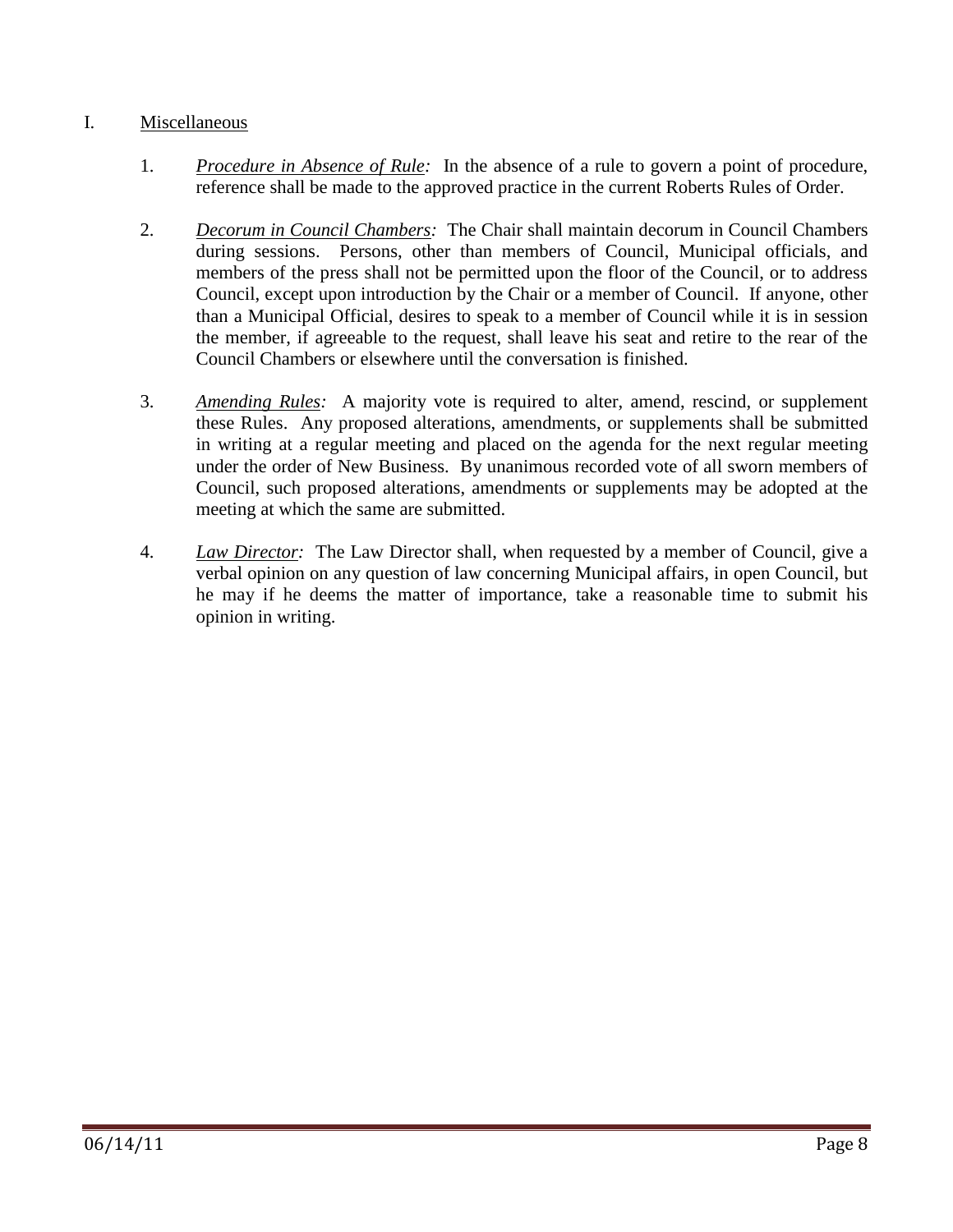## I. Miscellaneous

1. *Procedure in Absence of Rule:* In the absence of a rule to govern a point of procedure, reference shall be made to the approved practice in the current Roberts Rules of Order.

2. *Decorum in Council Chambers:* The Chair shall maintain decorum in Council Chambers during sessions. Persons, other than members of Council, Municipal officials, and members of the press shall not be permitted upon the floor of the Council, or to address Council, except upon introduction by the Chair or a member of Council. If anyone, other than a Municipal Official, desires to speak to a member of Council while it is in session the member, if agreeable to the request, shall leave his seat and retire to the rear of the Council Chambers or elsewhere until the conversation is finished.

3. *Amending Rules:* A majority vote is required to alter, amend, rescind, or supplement these Rules. Any proposed alterations, amendments, or supplements shall be submitted in writing at a regular meeting and placed on the agenda for the next regular meeting under the order of New Business. By unanimous recorded vote of all sworn members of Council, such proposed alterations, amendments or supplements may be adopted at the meeting at which the same are submitted.

4. *Law Director:* The Law Director shall, when requested by a member of Council, give a verbal opinion on any question of law concerning Municipal affairs, in open Council, but he may if he deems the matter of importance, take a reasonable time to submit his opinion in writing.